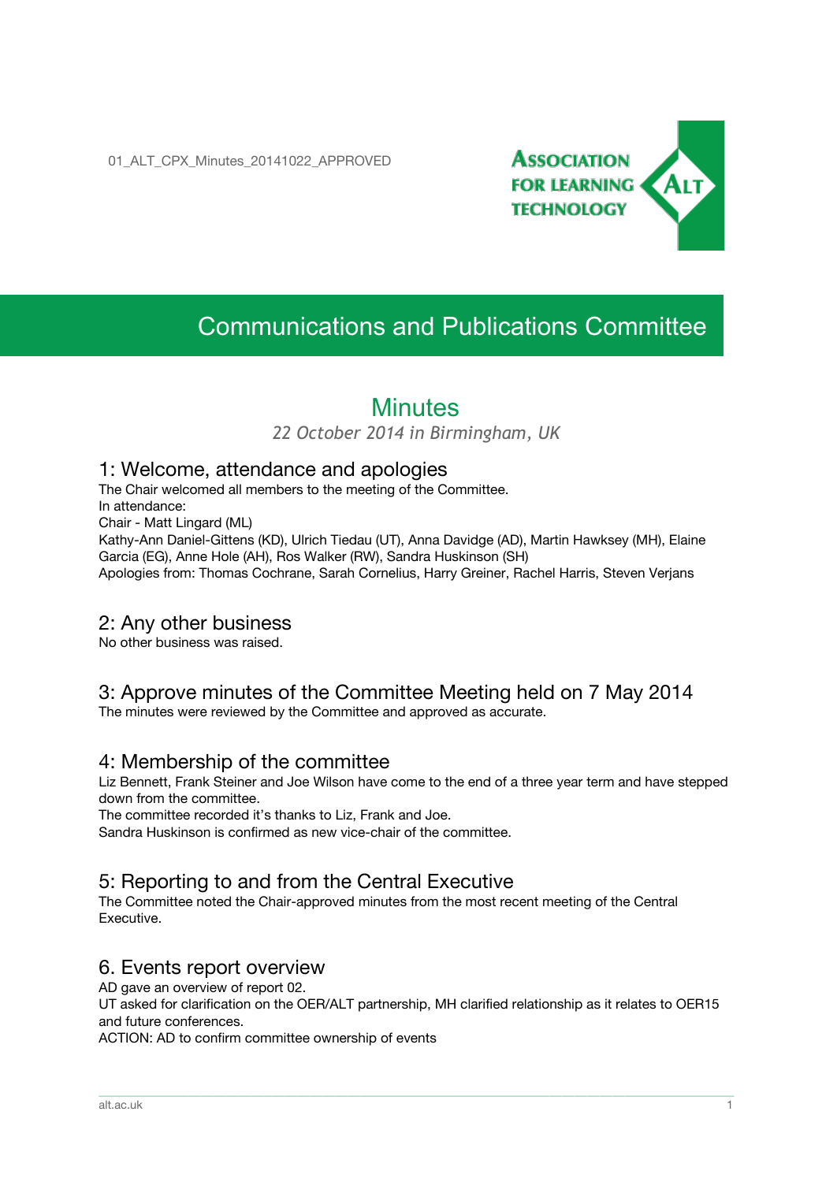01_ALT_CPX_Minutes_20141022_APPROVED

ASSOCIATION FOR LEARNING TECHNOLOGY

# Communications and Publications Committee

## Minutes

*22 October 2014 in Birmingham, UK*

### 1: Welcome, attendance and apologies

The Chair welcomed all members to the meeting of the Committee.
In attendance:
Chair - Matt Lingard (ML)
Kathy-Ann Daniel-Gittens (KD), Ulrich Tiedau (UT), Anna Davidge (AD), Martin Hawksey (MH), Elaine Garcia (EG), Anne Hole (AH), Ros Walker (RW), Sandra Huskinson (SH)
Apologies from: Thomas Cochrane, Sarah Cornelius, Harry Greiner, Rachel Harris, Steven Verjans

### 2: Any other business

No other business was raised.

### 3: Approve minutes of the Committee Meeting held on 7 May 2014

The minutes were reviewed by the Committee and approved as accurate.

### 4: Membership of the committee

Liz Bennett, Frank Steiner and Joe Wilson have come to the end of a three year term and have stepped down from the committee.
The committee recorded it's thanks to Liz, Frank and Joe.
Sandra Huskinson is confirmed as new vice-chair of the committee.

### 5: Reporting to and from the Central Executive

The Committee noted the Chair-approved minutes from the most recent meeting of the Central Executive.

### 6. Events report overview

AD gave an overview of report 02.
UT asked for clarification on the OER/ALT partnership, MH clarified relationship as it relates to OER15 and future conferences.
ACTION: AD to confirm committee ownership of events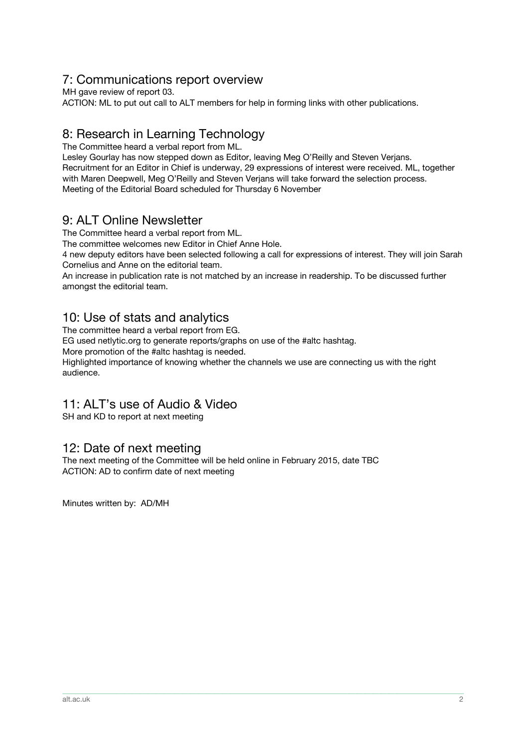## 7: Communications report overview

MH gave review of report 03.
ACTION: ML to put out call to ALT members for help in forming links with other publications.

## 8: Research in Learning Technology

The Committee heard a verbal report from ML.
Lesley Gourlay has now stepped down as Editor, leaving Meg O'Reilly and Steven Verjans.
Recruitment for an Editor in Chief is underway, 29 expressions of interest were received. ML, together with Maren Deepwell, Meg O'Reilly and Steven Verjans will take forward the selection process.
Meeting of the Editorial Board scheduled for Thursday 6 November

## 9: ALT Online Newsletter

The Committee heard a verbal report from ML.
The committee welcomes new Editor in Chief Anne Hole.
4 new deputy editors have been selected following a call for expressions of interest. They will join Sarah Cornelius and Anne on the editorial team.
An increase in publication rate is not matched by an increase in readership. To be discussed further amongst the editorial team.

## 10: Use of stats and analytics

The committee heard a verbal report from EG.
EG used netlytic.org to generate reports/graphs on use of the #altc hashtag.
More promotion of the #altc hashtag is needed.
Highlighted importance of knowing whether the channels we use are connecting us with the right audience.

## 11: ALT's use of Audio & Video

SH and KD to report at next meeting

## 12: Date of next meeting

The next meeting of the Committee will be held online in February 2015, date TBC
ACTION: AD to confirm date of next meeting

Minutes written by: AD/MH